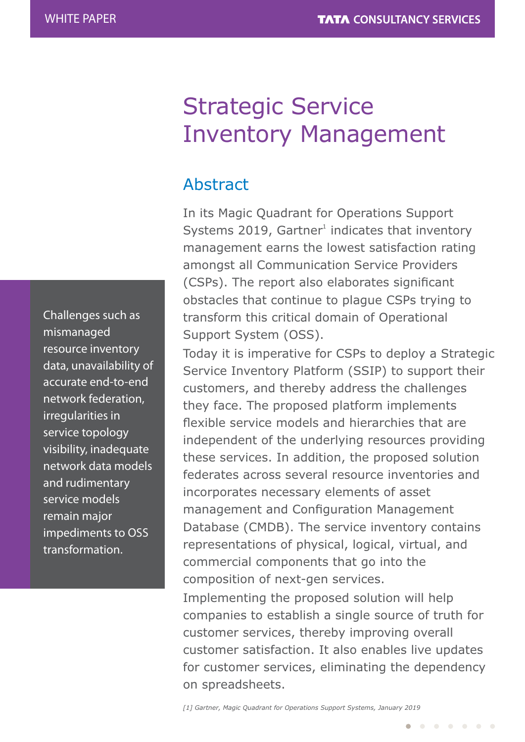# Strategic Service Inventory Management

Challenges such as mismanaged resource inventory data, unavailability of accurate end-to-end network federation, irregularities in service topology visibility, inadequate network data models and rudimentary service models remain major impediments to OSS transformation.

## Abstract

In its Magic Quadrant for Operations Support Systems 2019, Gartner[1] indicates that inventory management earns the lowest satisfaction rating amongst all Communication Service Providers (CSPs). The report also elaborates significant obstacles that continue to plague CSPs trying to transform this critical domain of Operational Support System (OSS).

Today it is imperative for CSPs to deploy a Strategic Service Inventory Platform (SSIP) to support their customers, and thereby address the challenges they face. The proposed platform implements flexible service models and hierarchies that are independent of the underlying resources providing these services. In addition, the proposed solution federates across several resource inventories and incorporates necessary elements of asset management and Configuration Management Database (CMDB). The service inventory contains representations of physical, logical, virtual, and commercial components that go into the composition of next-gen services.

Implementing the proposed solution will help companies to establish a single source of truth for customer services, thereby improving overall customer satisfaction. It also enables live updates for customer services, eliminating the dependency on spreadsheets.

*[1] Gartner, Magic Quadrant for Operations Support Systems, January 2019*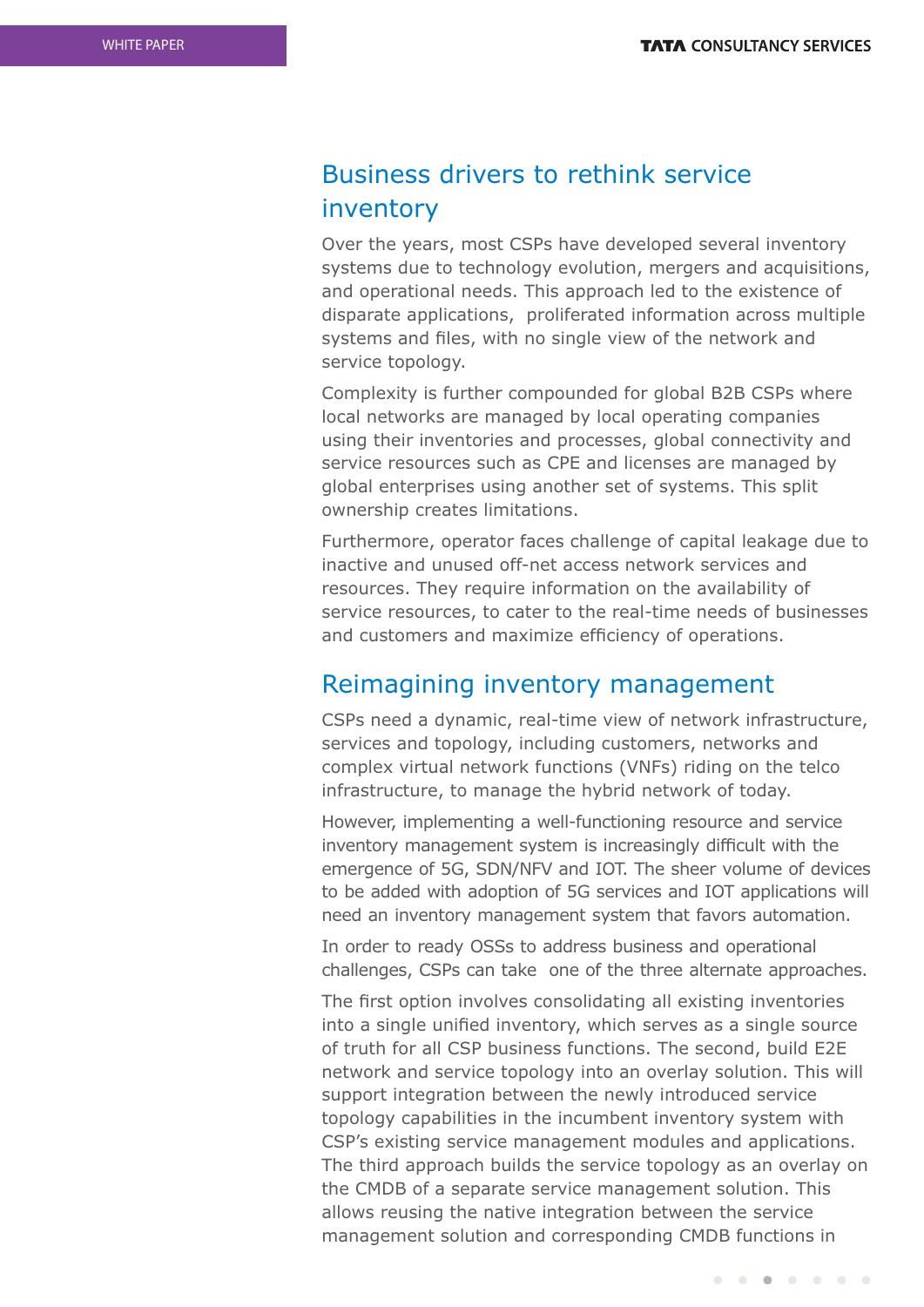## Business drivers to rethink service inventory

Over the years, most CSPs have developed several inventory systems due to technology evolution, mergers and acquisitions, and operational needs. This approach led to the existence of disparate applications, proliferated information across multiple systems and files, with no single view of the network and service topology.

Complexity is further compounded for global B2B CSPs where local networks are managed by local operating companies using their inventories and processes, global connectivity and service resources such as CPE and licenses are managed by global enterprises using another set of systems. This split ownership creates limitations.

Furthermore, operator faces challenge of capital leakage due to inactive and unused off-net access network services and resources. They require information on the availability of service resources, to cater to the real-time needs of businesses and customers and maximize efficiency of operations.

## Reimagining inventory management

CSPs need a dynamic, real-time view of network infrastructure, services and topology, including customers, networks and complex virtual network functions (VNFs) riding on the telco infrastructure, to manage the hybrid network of today.

However, implementing a well-functioning resource and service inventory management system is increasingly difficult with the emergence of 5G, SDN/NFV and IOT. The sheer volume of devices to be added with adoption of 5G services and IOT applications will need an inventory management system that favors automation.

In order to ready OSSs to address business and operational challenges, CSPs can take one of the three alternate approaches.

The first option involves consolidating all existing inventories into a single unified inventory, which serves as a single source of truth for all CSP business functions. The second, build E2E network and service topology into an overlay solution. This will support integration between the newly introduced service topology capabilities in the incumbent inventory system with CSP's existing service management modules and applications. The third approach builds the service topology as an overlay on the CMDB of a separate service management solution. This allows reusing the native integration between the service management solution and corresponding CMDB functions in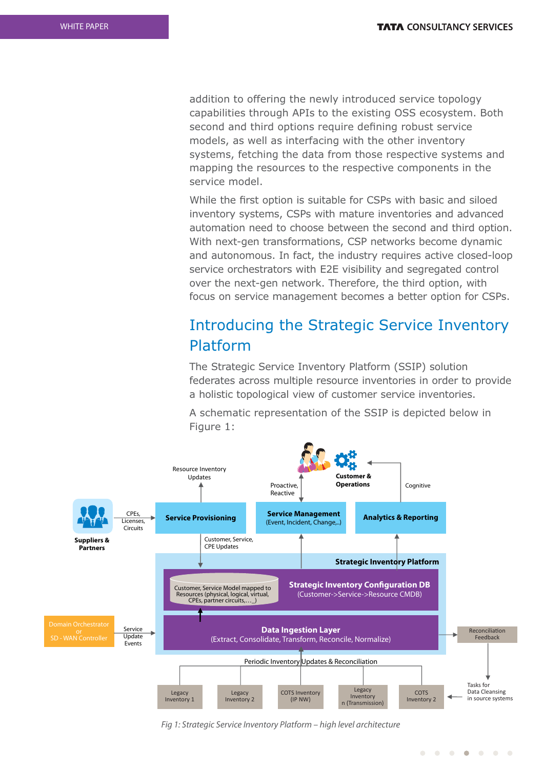addition to offering the newly introduced service topology capabilities through APIs to the existing OSS ecosystem. Both second and third options require defining robust service models, as well as interfacing with the other inventory systems, fetching the data from those respective systems and mapping the resources to the respective components in the service model.

While the first option is suitable for CSPs with basic and siloed inventory systems, CSPs with mature inventories and advanced automation need to choose between the second and third option. With next-gen transformations, CSP networks become dynamic and autonomous. In fact, the industry requires active closed-loop service orchestrators with E2E visibility and segregated control over the next-gen network. Therefore, the third option, with focus on service management becomes a better option for CSPs.

## Introducing the Strategic Service Inventory Platform

The Strategic Service Inventory Platform (SSIP) solution federates across multiple resource inventories in order to provide a holistic topological view of customer service inventories.

A schematic representation of the SSIP is depicted below in Figure 1:

*Fig 1: Strategic Service Inventory Platform – high level architecture*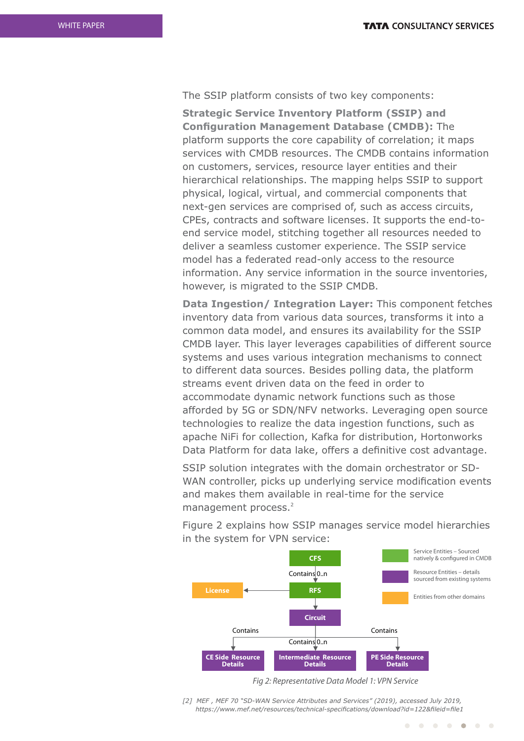The SSIP platform consists of two key components:

**Strategic Service Inventory Platform (SSIP) and Configuration Management Database (CMDB):** The platform supports the core capability of correlation; it maps services with CMDB resources. The CMDB contains information on customers, services, resource layer entities and their hierarchical relationships. The mapping helps SSIP to support physical, logical, virtual, and commercial components that next-gen services are comprised of, such as access circuits, CPEs, contracts and software licenses. It supports the end-to-end service model, stitching together all resources needed to deliver a seamless customer experience. The SSIP service model has a federated read-only access to the resource information. Any service information in the source inventories, however, is migrated to the SSIP CMDB.

**Data Ingestion/ Integration Layer:** This component fetches inventory data from various data sources, transforms it into a common data model, and ensures its availability for the SSIP CMDB layer. This layer leverages capabilities of different source systems and uses various integration mechanisms to connect to different data sources. Besides polling data, the platform streams event driven data on the feed in order to accommodate dynamic network functions such as those afforded by 5G or SDN/NFV networks. Leveraging open source technologies to realize the data ingestion functions, such as apache NiFi for collection, Kafka for distribution, Hortonworks Data Platform for data lake, offers a definitive cost advantage.

SSIP solution integrates with the domain orchestrator or SD-WAN controller, picks up underlying service modification events and makes them available in real-time for the service management process.[2]

Figure 2 explains how SSIP manages service model hierarchies in the system for VPN service:

CFS — Contains 0..n → RFS → License; RFS → Circuit; Circuit — Contains → CE Side Resource Details; Circuit — Contains 0..n → Intermediate Resource Details; Circuit — Contains → PE Side Resource Details

Legend:
- Service Entities – Sourced natively & configured in CMDB
- Resource Entities – details sourced from existing systems
- Entities from other domains

*Fig 2: Representative Data Model 1: VPN Service*

[2] MEF , MEF 70 "SD-WAN Service Attributes and Services" (2019), accessed July 2019, https://www.mef.net/resources/technical-specifications/download?id=122&fileid=file1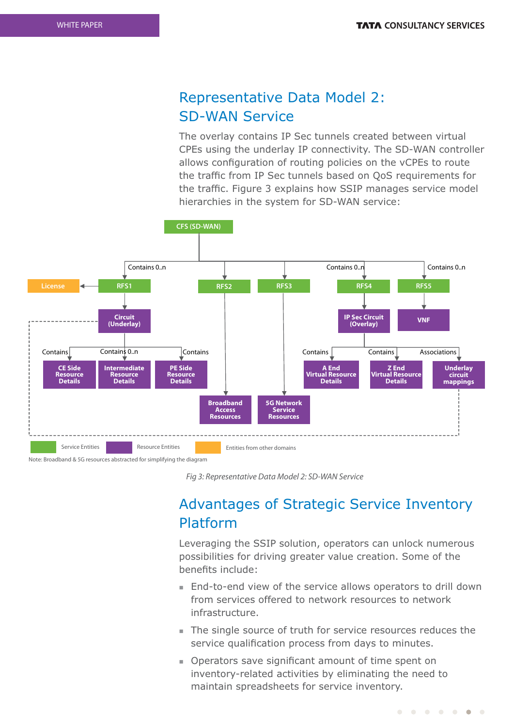## Representative Data Model 2: SD-WAN Service

The overlay contains IP Sec tunnels created between virtual CPEs using the underlay IP connectivity. The SD-WAN controller allows configuration of routing policies on the vCPEs to route the traffic from IP Sec tunnels based on QoS requirements for the traffic. Figure 3 explains how SSIP manages service model hierarchies in the system for SD-WAN service:

Note: Broadband & 5G resources abstracted for simplifying the diagram

*Fig 3: Representative Data Model 2: SD-WAN Service*

## Advantages of Strategic Service Inventory Platform

Leveraging the SSIP solution, operators can unlock numerous possibilities for driving greater value creation. Some of the benefits include:

- End-to-end view of the service allows operators to drill down from services offered to network resources to network infrastructure.
- The single source of truth for service resources reduces the service qualification process from days to minutes.
- Operators save significant amount of time spent on inventory-related activities by eliminating the need to maintain spreadsheets for service inventory.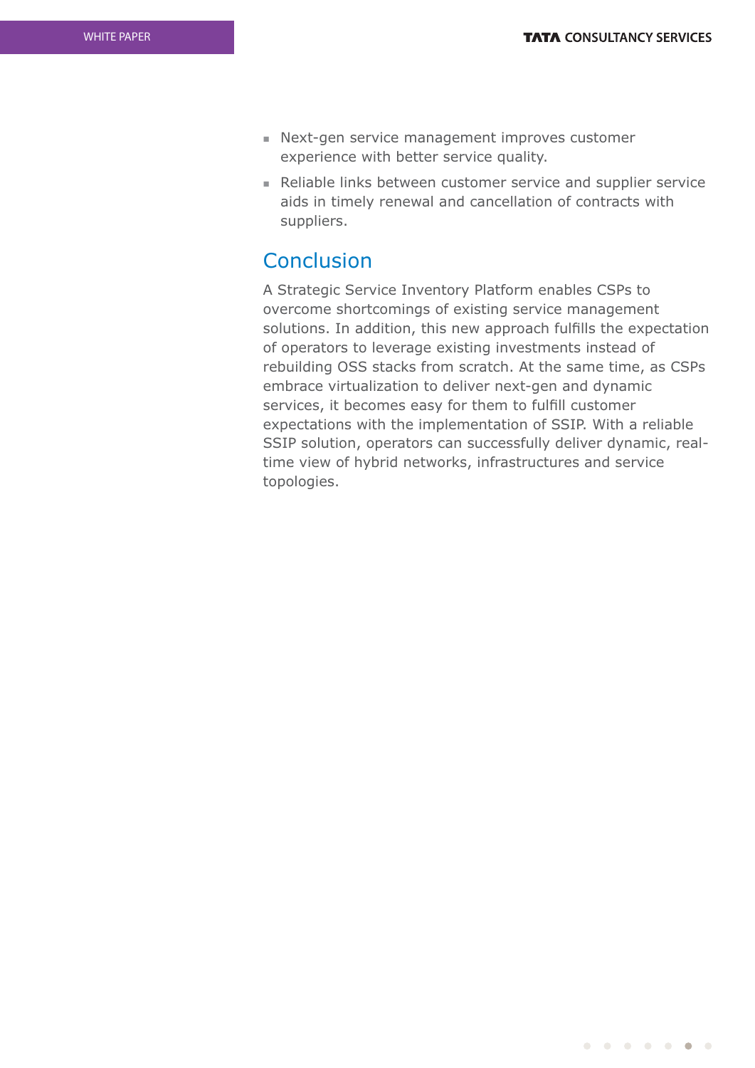- Next-gen service management improves customer experience with better service quality.
- Reliable links between customer service and supplier service aids in timely renewal and cancellation of contracts with suppliers.

## Conclusion

A Strategic Service Inventory Platform enables CSPs to overcome shortcomings of existing service management solutions. In addition, this new approach fulfills the expectation of operators to leverage existing investments instead of rebuilding OSS stacks from scratch. At the same time, as CSPs embrace virtualization to deliver next-gen and dynamic services, it becomes easy for them to fulfill customer expectations with the implementation of SSIP. With a reliable SSIP solution, operators can successfully deliver dynamic, real-time view of hybrid networks, infrastructures and service topologies.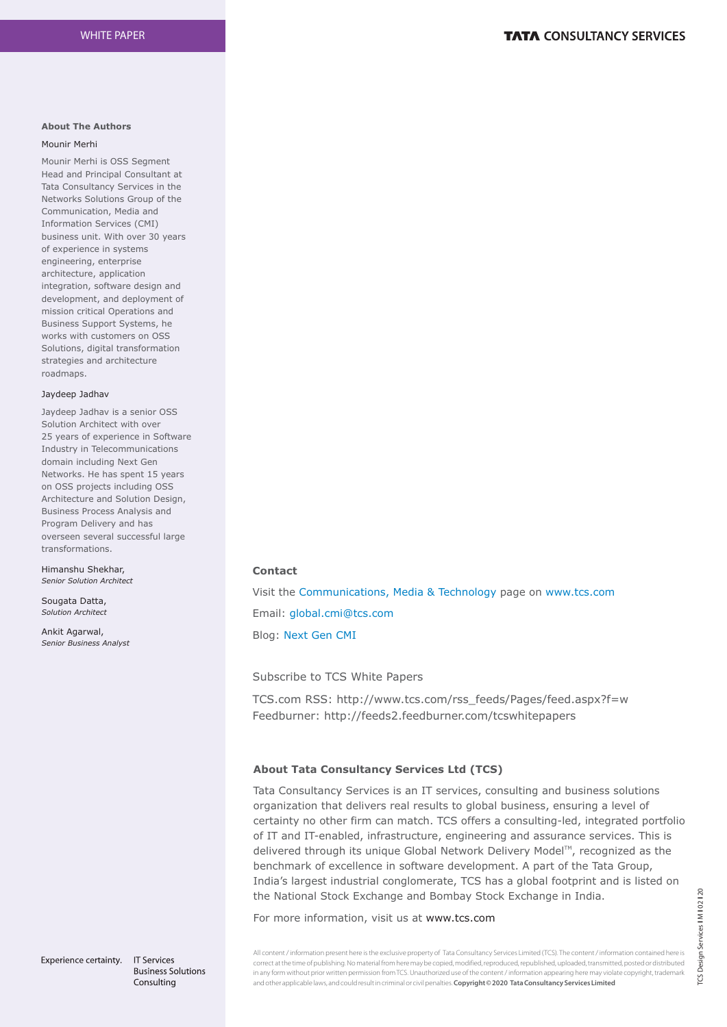## About The Authors

### Mounir Merhi

Mounir Merhi is OSS Segment Head and Principal Consultant at Tata Consultancy Services in the Networks Solutions Group of the Communication, Media and Information Services (CMI) business unit. With over 30 years of experience in systems engineering, enterprise architecture, application integration, software design and development, and deployment of mission critical Operations and Business Support Systems, he works with customers on OSS Solutions, digital transformation strategies and architecture roadmaps.

### Jaydeep Jadhav

Jaydeep Jadhav is a senior OSS Solution Architect with over 25 years of experience in Software Industry in Telecommunications domain including Next Gen Networks. He has spent 15 years on OSS projects including OSS Architecture and Solution Design, Business Process Analysis and Program Delivery and has overseen several successful large transformations.

Himanshu Shekhar,
*Senior Solution Architect*

Sougata Datta,
*Solution Architect*

Ankit Agarwal,
*Senior Business Analyst*

**Contact**

Visit the Communications, Media & Technology page on www.tcs.com

Email: global.cmi@tcs.com

Blog: Next Gen CMI

Subscribe to TCS White Papers

TCS.com RSS: http://www.tcs.com/rss_feeds/Pages/feed.aspx?f=w
Feedburner: http://feeds2.feedburner.com/tcswhitepapers

**About Tata Consultancy Services Ltd (TCS)**

Tata Consultancy Services is an IT services, consulting and business solutions organization that delivers real results to global business, ensuring a level of certainty no other firm can match. TCS offers a consulting-led, integrated portfolio of IT and IT-enabled, infrastructure, engineering and assurance services. This is delivered through its unique Global Network Delivery Model™, recognized as the benchmark of excellence in software development. A part of the Tata Group, India's largest industrial conglomerate, TCS has a global footprint and is listed on the National Stock Exchange and Bombay Stock Exchange in India.

For more information, visit us at www.tcs.com

Experience certainty. IT Services Business Solutions Consulting

All content / information present here is the exclusive property of Tata Consultancy Services Limited (TCS). The content / information contained here is correct at the time of publishing. No material from here may be copied, modified, reproduced, republished, uploaded, transmitted, posted or distributed in any form without prior written permission from TCS. Unauthorized use of the content / information appearing here may violate copyright, trademark and other applicable laws, and could result in criminal or civil penalties. **Copyright © 2020 Tata Consultancy Services Limited**

TCS Design Services I M I 02 I 20